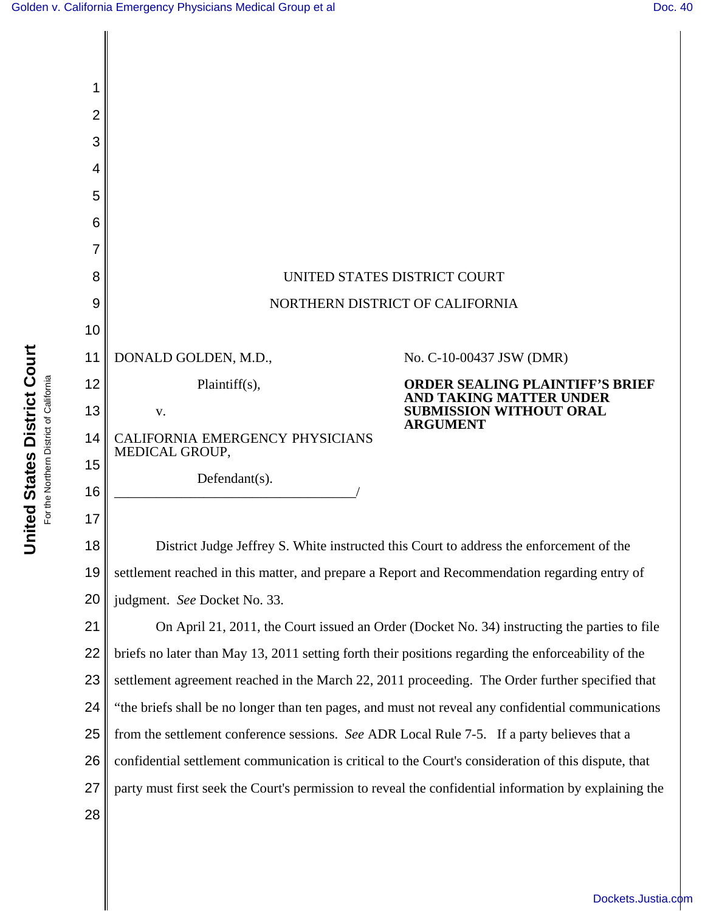UNITED STATES DISTRICT COURT

NORTHERN DISTRICT OF CALIFORNIA

DONALD GOLDEN, M.D.,

Plaintiff(s),

v.

CALIFORNIA EMERGENCY PHYSICIANS MEDICAL GROUP,

Defendant(s).

No. C-10-00437 JSW (DMR)

**ORDER SEALING PLAINTIFF'S BRIEF AND TAKING MATTER UNDER SUBMISSION WITHOUT ORAL ARGUMENT**

District Judge Jeffrey S. White instructed this Court to address the enforcement of the settlement reached in this matter, and prepare a Report and Recommendation regarding entry of judgment. *See* Docket No. 33.

On April 21, 2011, the Court issued an Order (Docket No. 34) instructing the parties to file briefs no later than May 13, 2011 setting forth their positions regarding the enforceability of the settlement agreement reached in the March 22, 2011 proceeding. The Order further specified that "the briefs shall be no longer than ten pages, and must not reveal any confidential communications from the settlement conference sessions. *See* ADR Local Rule 7-5. If a party believes that a confidential settlement communication is critical to the Court's consideration of this dispute, that party must first seek the Court's permission to reveal the confidential information by explaining the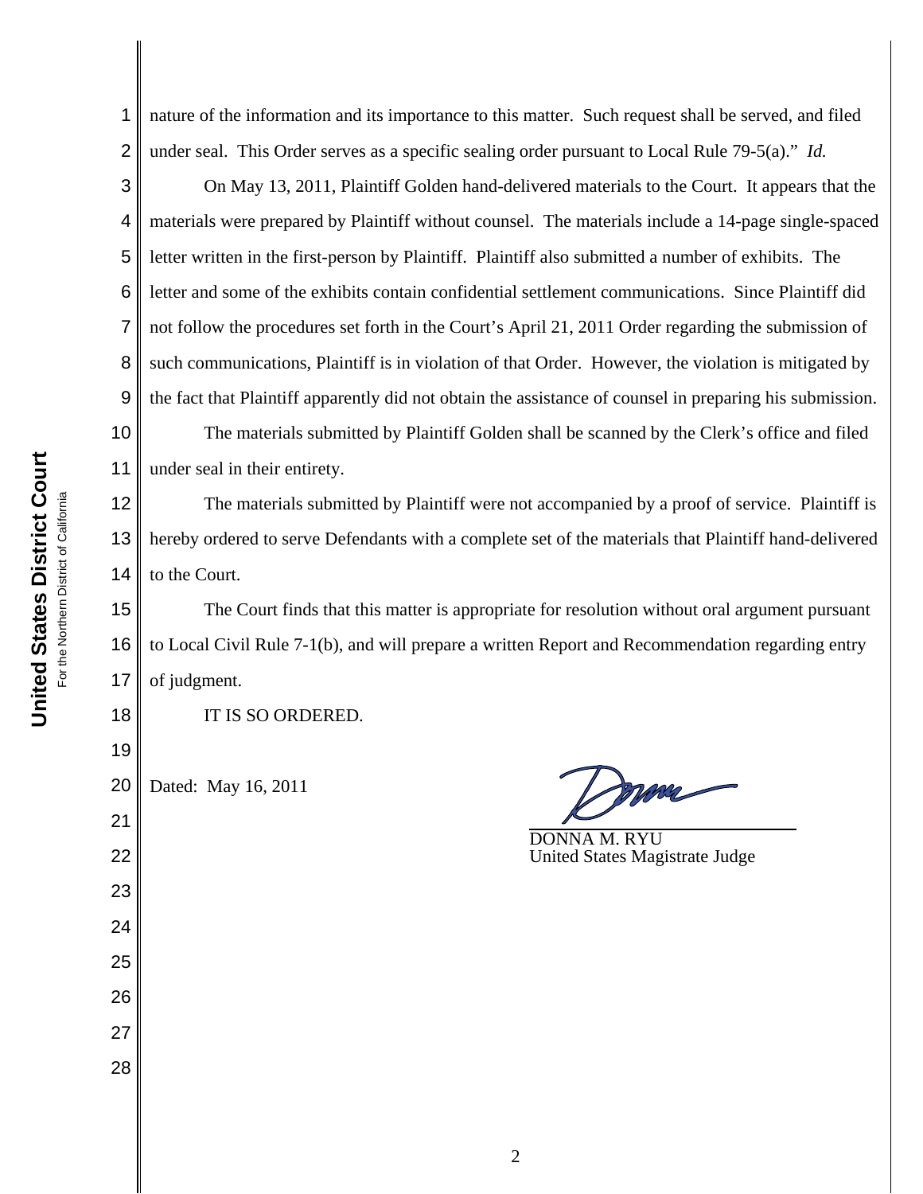nature of the information and its importance to this matter. Such request shall be served, and filed under seal. This Order serves as a specific sealing order pursuant to Local Rule 79-5(a)." *Id.*

On May 13, 2011, Plaintiff Golden hand-delivered materials to the Court. It appears that the materials were prepared by Plaintiff without counsel. The materials include a 14-page single-spaced letter written in the first-person by Plaintiff. Plaintiff also submitted a number of exhibits. The letter and some of the exhibits contain confidential settlement communications. Since Plaintiff did not follow the procedures set forth in the Court's April 21, 2011 Order regarding the submission of such communications, Plaintiff is in violation of that Order. However, the violation is mitigated by the fact that Plaintiff apparently did not obtain the assistance of counsel in preparing his submission.

The materials submitted by Plaintiff Golden shall be scanned by the Clerk's office and filed under seal in their entirety.

The materials submitted by Plaintiff were not accompanied by a proof of service. Plaintiff is hereby ordered to serve Defendants with a complete set of the materials that Plaintiff hand-delivered to the Court.

The Court finds that this matter is appropriate for resolution without oral argument pursuant to Local Civil Rule 7-1(b), and will prepare a written Report and Recommendation regarding entry of judgment.

IT IS SO ORDERED.

Dated: May 16, 2011

DONNA M. RYU
United States Magistrate Judge